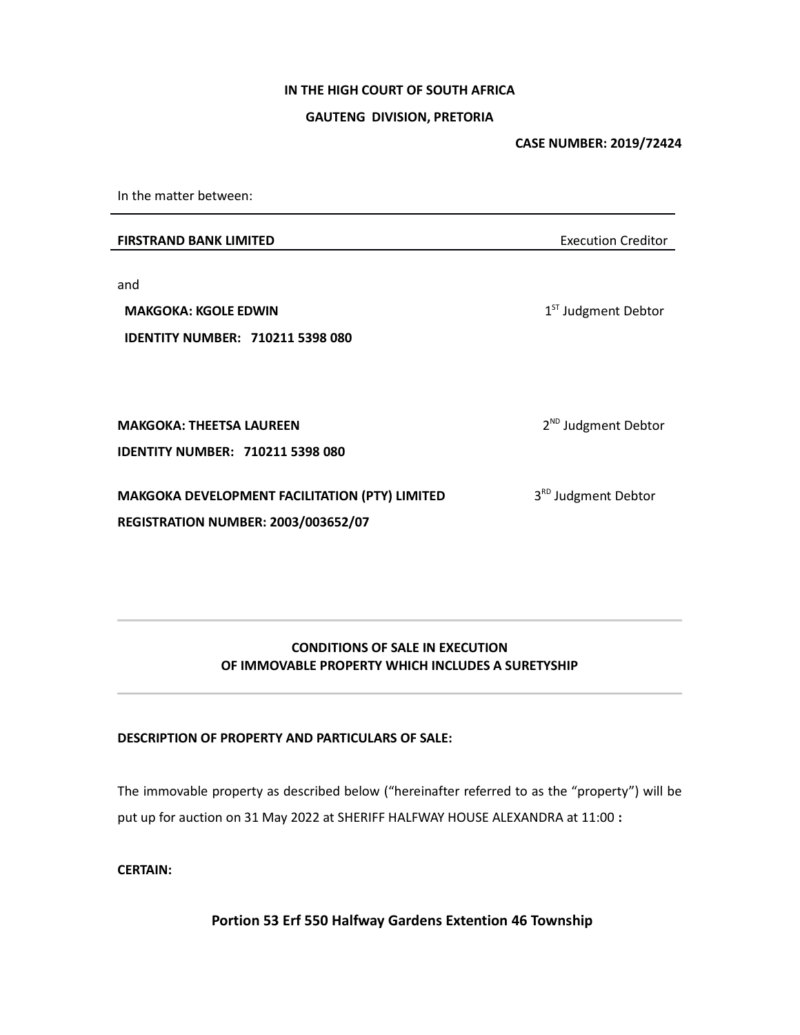**IN THE HIGH COURT OF SOUTH AFRICA**

**GAUTENG DIVISION, PRETORIA**

**CASE NUMBER: 2019/72424**

In the matter between:

**FIRSTRAND BANK LIMITED** Execution Creditor

and

**MAKGOKA: KGOLE EDWIN** 1[ST] Judgment Debtor

**IDENTITY NUMBER: 710211 5398 080**

**MAKGOKA: THEETSA LAUREEN** 2[ND] Judgment Debtor

**IDENTITY NUMBER: 710211 5398 080**

**MAKGOKA DEVELOPMENT FACILITATION (PTY) LIMITED** 3[RD] Judgment Debtor

**REGISTRATION NUMBER: 2003/003652/07**

---

**CONDITIONS OF SALE IN EXECUTION**
**OF IMMOVABLE PROPERTY WHICH INCLUDES A SURETYSHIP**

---

**DESCRIPTION OF PROPERTY AND PARTICULARS OF SALE:**

The immovable property as described below ("hereinafter referred to as the "property") will be put up for auction on 31 May 2022 at SHERIFF HALFWAY HOUSE ALEXANDRA at 11:00 **:**

**CERTAIN:**

**Portion 53 Erf 550 Halfway Gardens Extention 46 Township**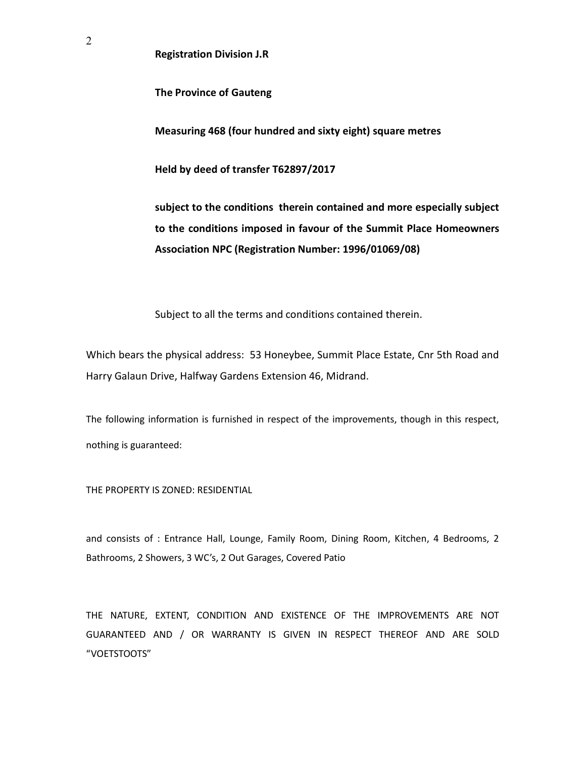**Registration Division J.R**

**The Province of Gauteng**

**Measuring 468 (four hundred and sixty eight) square metres**

**Held by deed of transfer T62897/2017**

**subject to the conditions therein contained and more especially subject to the conditions imposed in favour of the Summit Place Homeowners Association NPC (Registration Number: 1996/01069/08)**

Subject to all the terms and conditions contained therein.

Which bears the physical address: 53 Honeybee, Summit Place Estate, Cnr 5th Road and Harry Galaun Drive, Halfway Gardens Extension 46, Midrand.

The following information is furnished in respect of the improvements, though in this respect, nothing is guaranteed:

THE PROPERTY IS ZONED: RESIDENTIAL

and consists of : Entrance Hall, Lounge, Family Room, Dining Room, Kitchen, 4 Bedrooms, 2 Bathrooms, 2 Showers, 3 WC's, 2 Out Garages, Covered Patio

THE NATURE, EXTENT, CONDITION AND EXISTENCE OF THE IMPROVEMENTS ARE NOT GUARANTEED AND / OR WARRANTY IS GIVEN IN RESPECT THEREOF AND ARE SOLD "VOETSTOOTS"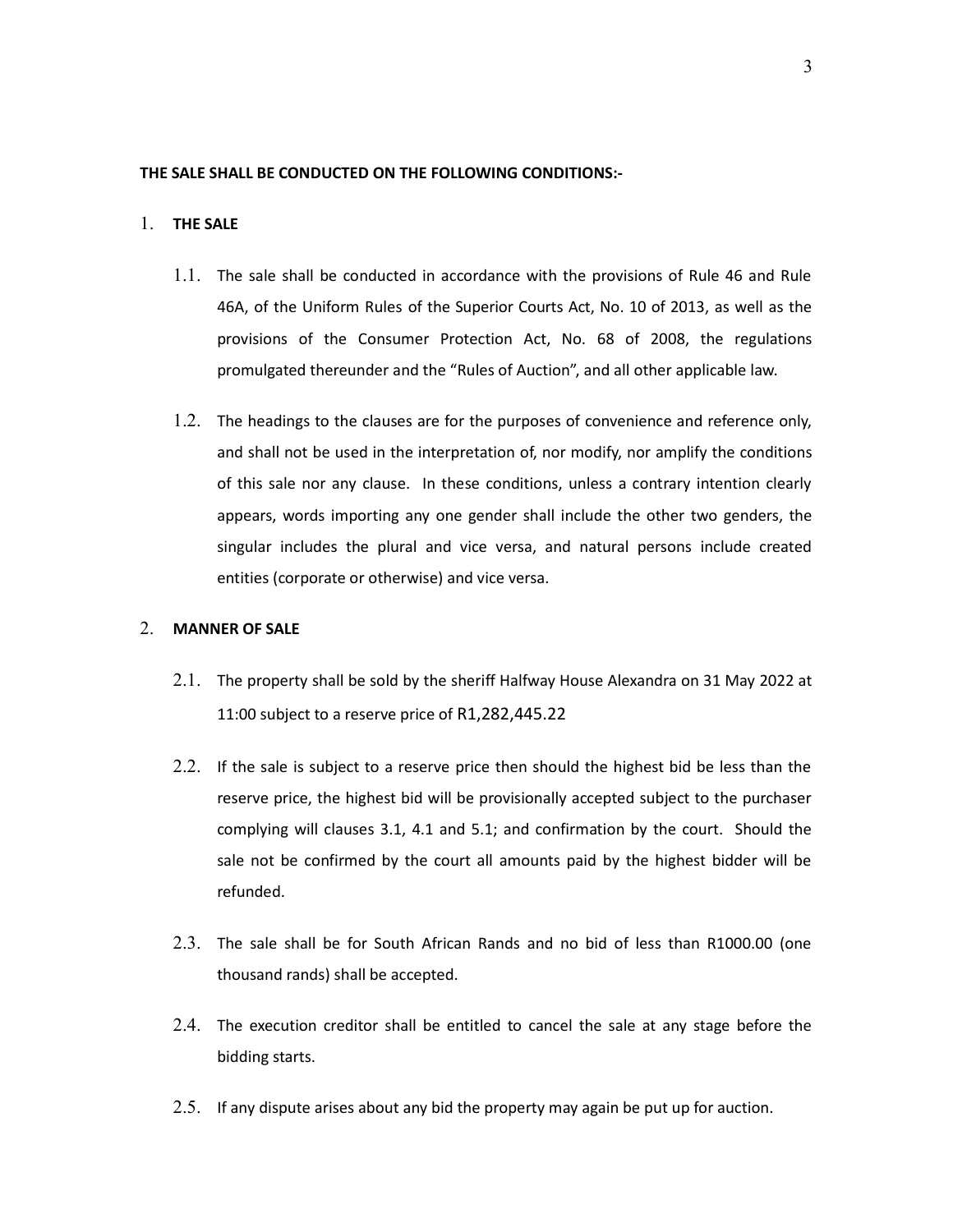**THE SALE SHALL BE CONDUCTED ON THE FOLLOWING CONDITIONS:-**

1. **THE SALE**

   1.1. The sale shall be conducted in accordance with the provisions of Rule 46 and Rule 46A, of the Uniform Rules of the Superior Courts Act, No. 10 of 2013, as well as the provisions of the Consumer Protection Act, No. 68 of 2008, the regulations promulgated thereunder and the "Rules of Auction", and all other applicable law.

   1.2. The headings to the clauses are for the purposes of convenience and reference only, and shall not be used in the interpretation of, nor modify, nor amplify the conditions of this sale nor any clause. In these conditions, unless a contrary intention clearly appears, words importing any one gender shall include the other two genders, the singular includes the plural and vice versa, and natural persons include created entities (corporate or otherwise) and vice versa.

2. **MANNER OF SALE**

   2.1. The property shall be sold by the sheriff Halfway House Alexandra on 31 May 2022 at 11:00 subject to a reserve price of R1,282,445.22

   2.2. If the sale is subject to a reserve price then should the highest bid be less than the reserve price, the highest bid will be provisionally accepted subject to the purchaser complying will clauses 3.1, 4.1 and 5.1; and confirmation by the court. Should the sale not be confirmed by the court all amounts paid by the highest bidder will be refunded.

   2.3. The sale shall be for South African Rands and no bid of less than R1000.00 (one thousand rands) shall be accepted.

   2.4. The execution creditor shall be entitled to cancel the sale at any stage before the bidding starts.

   2.5. If any dispute arises about any bid the property may again be put up for auction.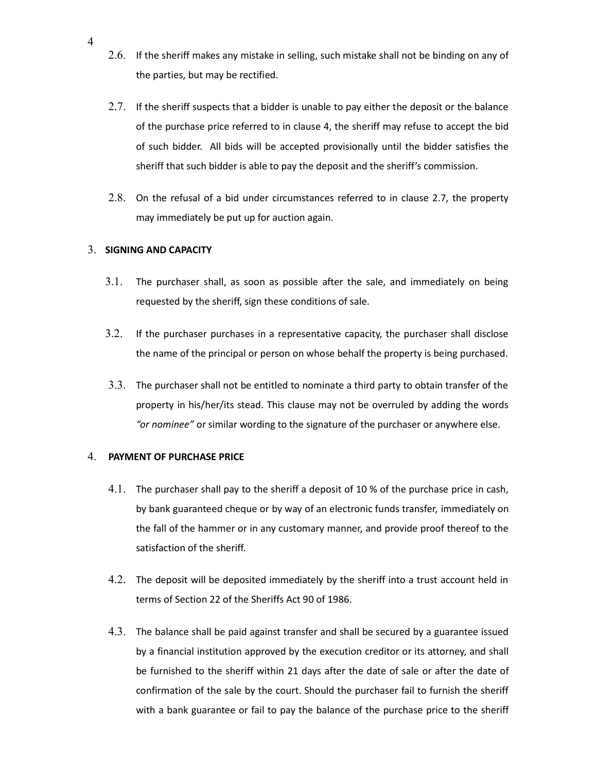2.6. If the sheriff makes any mistake in selling, such mistake shall not be binding on any of the parties, but may be rectified.

2.7. If the sheriff suspects that a bidder is unable to pay either the deposit or the balance of the purchase price referred to in clause 4, the sheriff may refuse to accept the bid of such bidder. All bids will be accepted provisionally until the bidder satisfies the sheriff that such bidder is able to pay the deposit and the sheriff's commission.

2.8. On the refusal of a bid under circumstances referred to in clause 2.7, the property may immediately be put up for auction again.

3. **SIGNING AND CAPACITY**

3.1. The purchaser shall, as soon as possible after the sale, and immediately on being requested by the sheriff, sign these conditions of sale.

3.2. If the purchaser purchases in a representative capacity, the purchaser shall disclose the name of the principal or person on whose behalf the property is being purchased.

3.3. The purchaser shall not be entitled to nominate a third party to obtain transfer of the property in his/her/its stead. This clause may not be overruled by adding the words *"or nominee"* or similar wording to the signature of the purchaser or anywhere else.

4. **PAYMENT OF PURCHASE PRICE**

4.1. The purchaser shall pay to the sheriff a deposit of 10 % of the purchase price in cash, by bank guaranteed cheque or by way of an electronic funds transfer, immediately on the fall of the hammer or in any customary manner, and provide proof thereof to the satisfaction of the sheriff.

4.2. The deposit will be deposited immediately by the sheriff into a trust account held in terms of Section 22 of the Sheriffs Act 90 of 1986.

4.3. The balance shall be paid against transfer and shall be secured by a guarantee issued by a financial institution approved by the execution creditor or its attorney, and shall be furnished to the sheriff within 21 days after the date of sale or after the date of confirmation of the sale by the court. Should the purchaser fail to furnish the sheriff with a bank guarantee or fail to pay the balance of the purchase price to the sheriff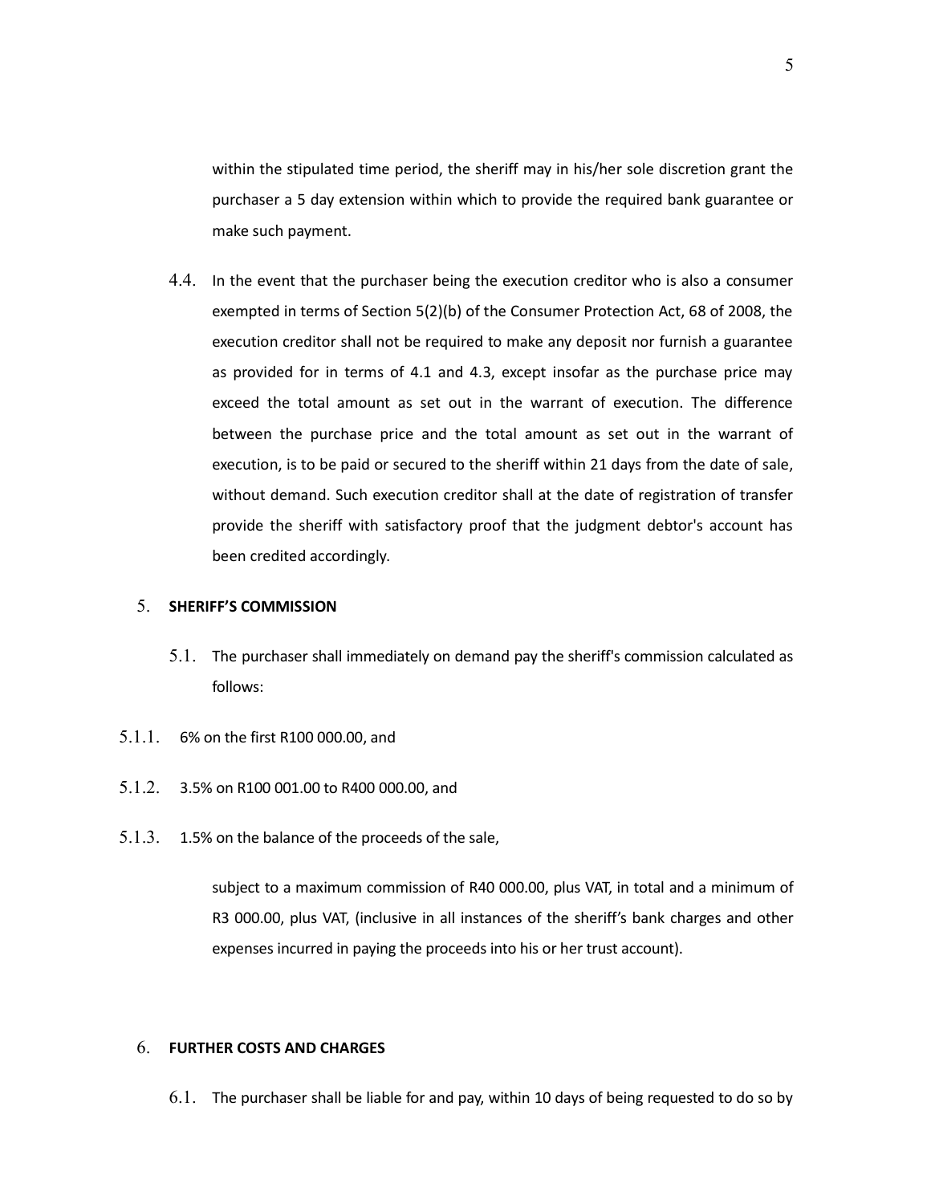within the stipulated time period, the sheriff may in his/her sole discretion grant the purchaser a 5 day extension within which to provide the required bank guarantee or make such payment.

4.4. In the event that the purchaser being the execution creditor who is also a consumer exempted in terms of Section 5(2)(b) of the Consumer Protection Act, 68 of 2008, the execution creditor shall not be required to make any deposit nor furnish a guarantee as provided for in terms of 4.1 and 4.3, except insofar as the purchase price may exceed the total amount as set out in the warrant of execution. The difference between the purchase price and the total amount as set out in the warrant of execution, is to be paid or secured to the sheriff within 21 days from the date of sale, without demand. Such execution creditor shall at the date of registration of transfer provide the sheriff with satisfactory proof that the judgment debtor's account has been credited accordingly.

5. **SHERIFF'S COMMISSION**

5.1. The purchaser shall immediately on demand pay the sheriff's commission calculated as follows:

5.1.1. 6% on the first R100 000.00, and

5.1.2. 3.5% on R100 001.00 to R400 000.00, and

5.1.3. 1.5% on the balance of the proceeds of the sale,

subject to a maximum commission of R40 000.00, plus VAT, in total and a minimum of R3 000.00, plus VAT, (inclusive in all instances of the sheriff's bank charges and other expenses incurred in paying the proceeds into his or her trust account).

6. **FURTHER COSTS AND CHARGES**

6.1. The purchaser shall be liable for and pay, within 10 days of being requested to do so by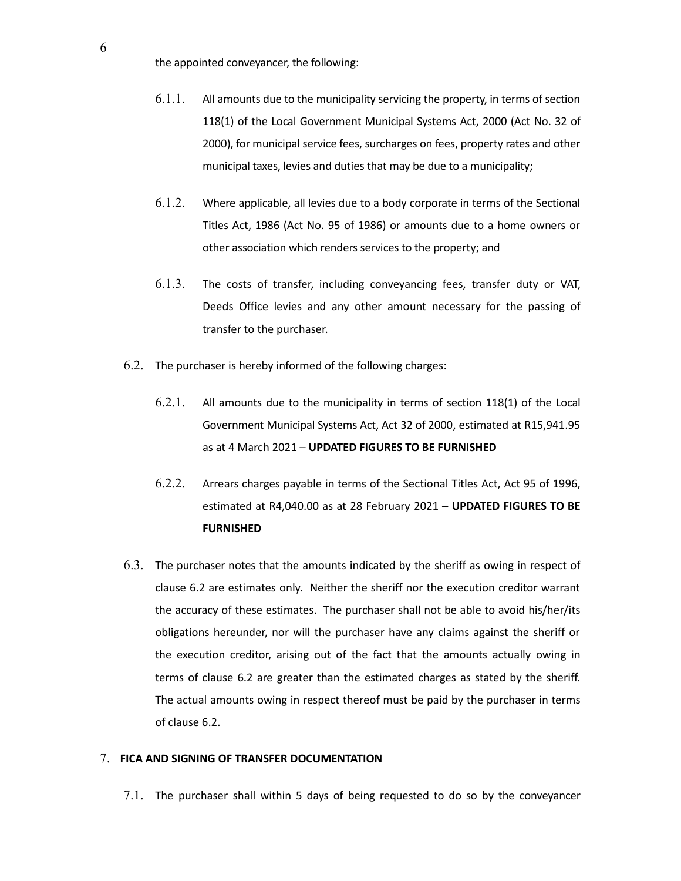the appointed conveyancer, the following:

6.1.1. All amounts due to the municipality servicing the property, in terms of section 118(1) of the Local Government Municipal Systems Act, 2000 (Act No. 32 of 2000), for municipal service fees, surcharges on fees, property rates and other municipal taxes, levies and duties that may be due to a municipality;

6.1.2. Where applicable, all levies due to a body corporate in terms of the Sectional Titles Act, 1986 (Act No. 95 of 1986) or amounts due to a home owners or other association which renders services to the property; and

6.1.3. The costs of transfer, including conveyancing fees, transfer duty or VAT, Deeds Office levies and any other amount necessary for the passing of transfer to the purchaser.

6.2. The purchaser is hereby informed of the following charges:

6.2.1. All amounts due to the municipality in terms of section 118(1) of the Local Government Municipal Systems Act, Act 32 of 2000, estimated at R15,941.95 as at 4 March 2021 – **UPDATED FIGURES TO BE FURNISHED**

6.2.2. Arrears charges payable in terms of the Sectional Titles Act, Act 95 of 1996, estimated at R4,040.00 as at 28 February 2021 – **UPDATED FIGURES TO BE FURNISHED**

6.3. The purchaser notes that the amounts indicated by the sheriff as owing in respect of clause 6.2 are estimates only. Neither the sheriff nor the execution creditor warrant the accuracy of these estimates. The purchaser shall not be able to avoid his/her/its obligations hereunder, nor will the purchaser have any claims against the sheriff or the execution creditor, arising out of the fact that the amounts actually owing in terms of clause 6.2 are greater than the estimated charges as stated by the sheriff. The actual amounts owing in respect thereof must be paid by the purchaser in terms of clause 6.2.

## 7. FICA AND SIGNING OF TRANSFER DOCUMENTATION

7.1. The purchaser shall within 5 days of being requested to do so by the conveyancer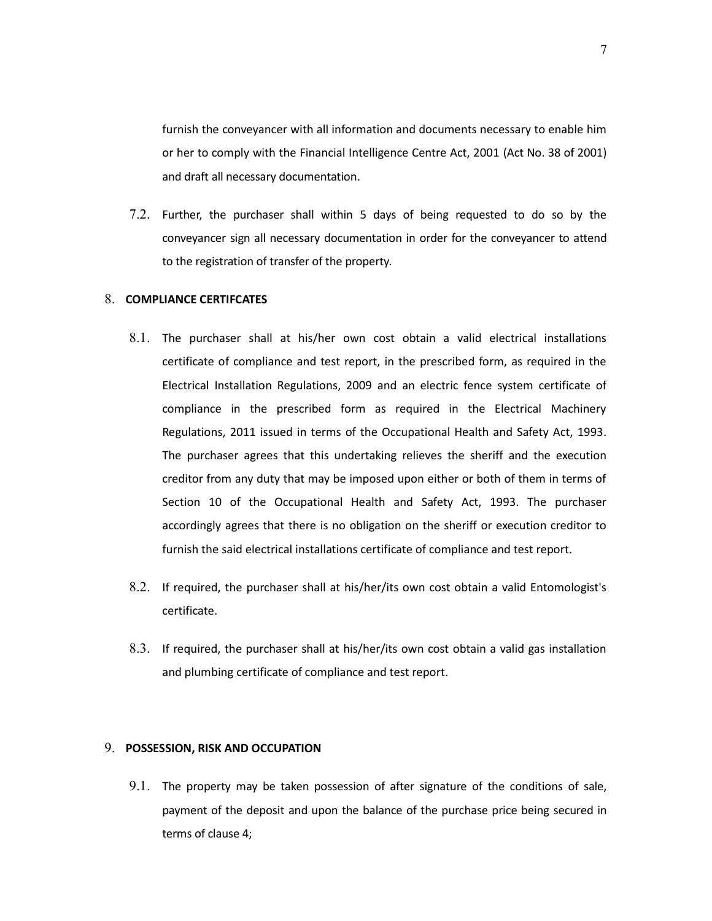furnish the conveyancer with all information and documents necessary to enable him or her to comply with the Financial Intelligence Centre Act, 2001 (Act No. 38 of 2001) and draft all necessary documentation.

7.2. Further, the purchaser shall within 5 days of being requested to do so by the conveyancer sign all necessary documentation in order for the conveyancer to attend to the registration of transfer of the property.

8. **COMPLIANCE CERTIFCATES**

8.1. The purchaser shall at his/her own cost obtain a valid electrical installations certificate of compliance and test report, in the prescribed form, as required in the Electrical Installation Regulations, 2009 and an electric fence system certificate of compliance in the prescribed form as required in the Electrical Machinery Regulations, 2011 issued in terms of the Occupational Health and Safety Act, 1993. The purchaser agrees that this undertaking relieves the sheriff and the execution creditor from any duty that may be imposed upon either or both of them in terms of Section 10 of the Occupational Health and Safety Act, 1993. The purchaser accordingly agrees that there is no obligation on the sheriff or execution creditor to furnish the said electrical installations certificate of compliance and test report.

8.2. If required, the purchaser shall at his/her/its own cost obtain a valid Entomologist's certificate.

8.3. If required, the purchaser shall at his/her/its own cost obtain a valid gas installation and plumbing certificate of compliance and test report.

9. **POSSESSION, RISK AND OCCUPATION**

9.1. The property may be taken possession of after signature of the conditions of sale, payment of the deposit and upon the balance of the purchase price being secured in terms of clause 4;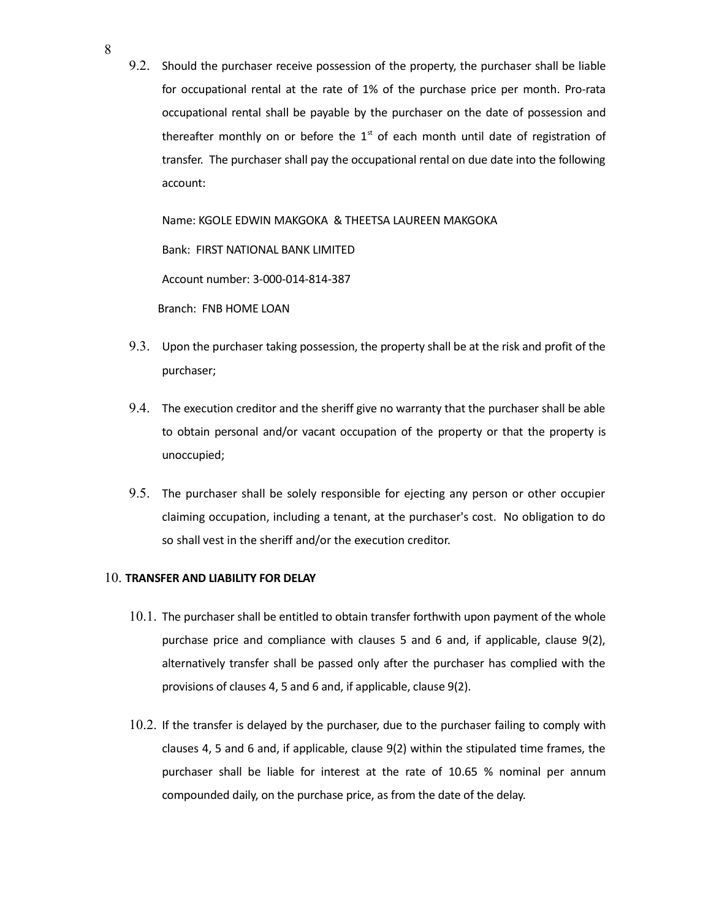9.2. Should the purchaser receive possession of the property, the purchaser shall be liable for occupational rental at the rate of 1% of the purchase price per month. Pro-rata occupational rental shall be payable by the purchaser on the date of possession and thereafter monthly on or before the 1st of each month until date of registration of transfer. The purchaser shall pay the occupational rental on due date into the following account:

Name: KGOLE EDWIN MAKGOKA & THEETSA LAUREEN MAKGOKA

Bank: FIRST NATIONAL BANK LIMITED

Account number: 3-000-014-814-387

Branch: FNB HOME LOAN

9.3. Upon the purchaser taking possession, the property shall be at the risk and profit of the purchaser;

9.4. The execution creditor and the sheriff give no warranty that the purchaser shall be able to obtain personal and/or vacant occupation of the property or that the property is unoccupied;

9.5. The purchaser shall be solely responsible for ejecting any person or other occupier claiming occupation, including a tenant, at the purchaser's cost. No obligation to do so shall vest in the sheriff and/or the execution creditor.

## 10. TRANSFER AND LIABILITY FOR DELAY

10.1. The purchaser shall be entitled to obtain transfer forthwith upon payment of the whole purchase price and compliance with clauses 5 and 6 and, if applicable, clause 9(2), alternatively transfer shall be passed only after the purchaser has complied with the provisions of clauses 4, 5 and 6 and, if applicable, clause 9(2).

10.2. If the transfer is delayed by the purchaser, due to the purchaser failing to comply with clauses 4, 5 and 6 and, if applicable, clause 9(2) within the stipulated time frames, the purchaser shall be liable for interest at the rate of 10.65 % nominal per annum compounded daily, on the purchase price, as from the date of the delay.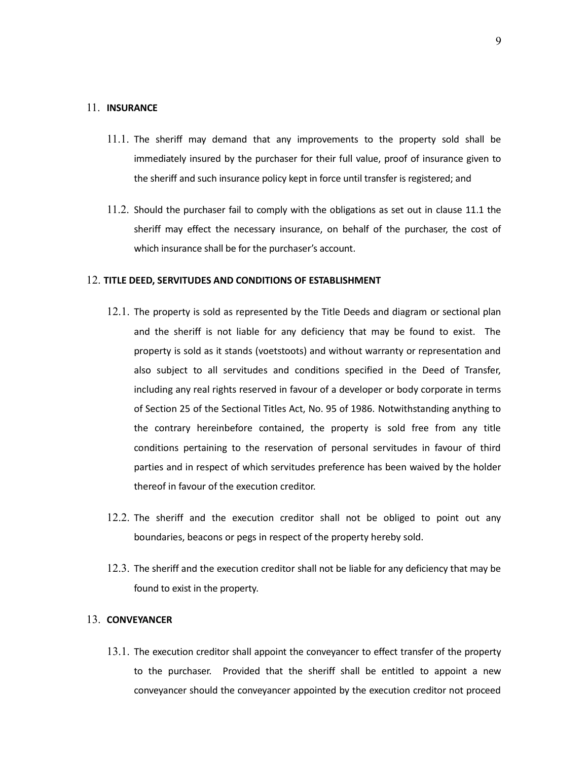## 11. INSURANCE

11.1. The sheriff may demand that any improvements to the property sold shall be immediately insured by the purchaser for their full value, proof of insurance given to the sheriff and such insurance policy kept in force until transfer is registered; and

11.2. Should the purchaser fail to comply with the obligations as set out in clause 11.1 the sheriff may effect the necessary insurance, on behalf of the purchaser, the cost of which insurance shall be for the purchaser's account.

## 12. TITLE DEED, SERVITUDES AND CONDITIONS OF ESTABLISHMENT

12.1. The property is sold as represented by the Title Deeds and diagram or sectional plan and the sheriff is not liable for any deficiency that may be found to exist. The property is sold as it stands (voetstoots) and without warranty or representation and also subject to all servitudes and conditions specified in the Deed of Transfer, including any real rights reserved in favour of a developer or body corporate in terms of Section 25 of the Sectional Titles Act, No. 95 of 1986. Notwithstanding anything to the contrary hereinbefore contained, the property is sold free from any title conditions pertaining to the reservation of personal servitudes in favour of third parties and in respect of which servitudes preference has been waived by the holder thereof in favour of the execution creditor.

12.2. The sheriff and the execution creditor shall not be obliged to point out any boundaries, beacons or pegs in respect of the property hereby sold.

12.3. The sheriff and the execution creditor shall not be liable for any deficiency that may be found to exist in the property.

## 13. CONVEYANCER

13.1. The execution creditor shall appoint the conveyancer to effect transfer of the property to the purchaser. Provided that the sheriff shall be entitled to appoint a new conveyancer should the conveyancer appointed by the execution creditor not proceed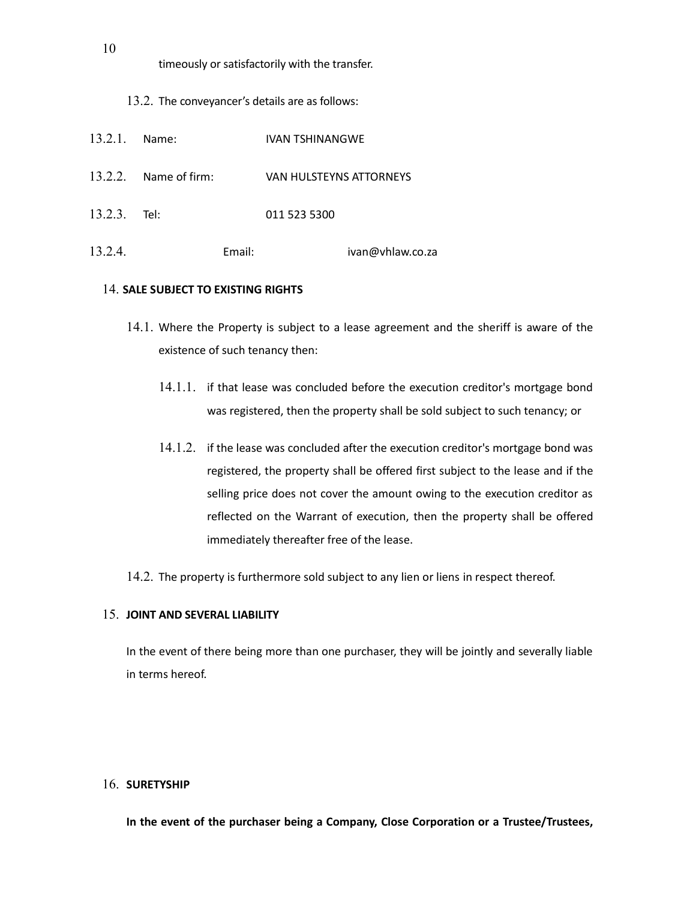timeously or satisfactorily with the transfer.

13.2. The conveyancer's details are as follows:

13.2.1. Name: IVAN TSHINANGWE

13.2.2. Name of firm: VAN HULSTEYNS ATTORNEYS

13.2.3. Tel: 011 523 5300

13.2.4. Email: ivan@vhlaw.co.za

14. **SALE SUBJECT TO EXISTING RIGHTS**

14.1. Where the Property is subject to a lease agreement and the sheriff is aware of the existence of such tenancy then:

14.1.1. if that lease was concluded before the execution creditor's mortgage bond was registered, then the property shall be sold subject to such tenancy; or

14.1.2. if the lease was concluded after the execution creditor's mortgage bond was registered, the property shall be offered first subject to the lease and if the selling price does not cover the amount owing to the execution creditor as reflected on the Warrant of execution, then the property shall be offered immediately thereafter free of the lease.

14.2. The property is furthermore sold subject to any lien or liens in respect thereof.

15. **JOINT AND SEVERAL LIABILITY**

In the event of there being more than one purchaser, they will be jointly and severally liable in terms hereof.

16. **SURETYSHIP**

**In the event of the purchaser being a Company, Close Corporation or a Trustee/Trustees,**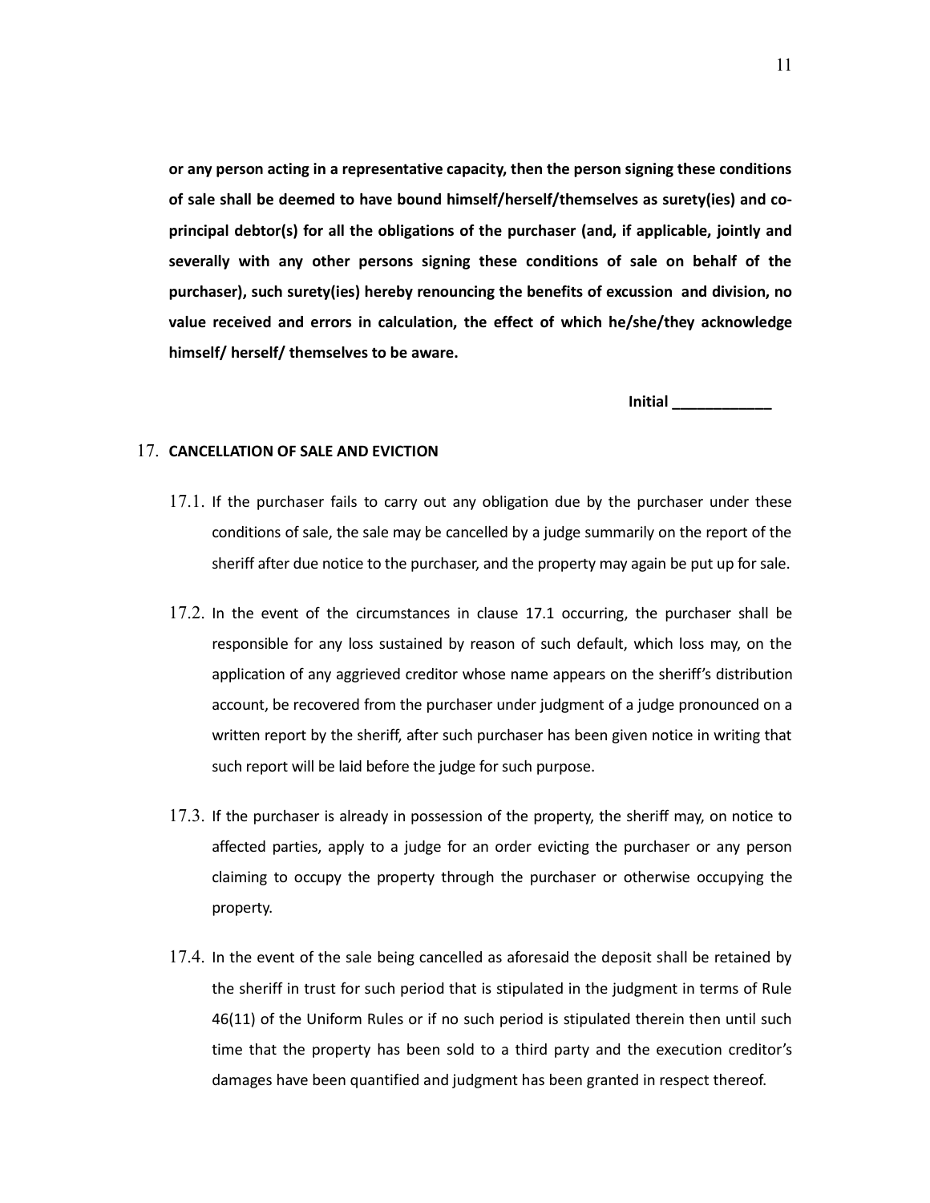**or any person acting in a representative capacity, then the person signing these conditions of sale shall be deemed to have bound himself/herself/themselves as surety(ies) and co-principal debtor(s) for all the obligations of the purchaser (and, if applicable, jointly and severally with any other persons signing these conditions of sale on behalf of the purchaser), such surety(ies) hereby renouncing the benefits of excussion and division, no value received and errors in calculation, the effect of which he/she/they acknowledge himself/ herself/ themselves to be aware.**

**Initial \_\_\_\_\_\_\_\_\_\_\_\_**

17. **CANCELLATION OF SALE AND EVICTION**

17.1. If the purchaser fails to carry out any obligation due by the purchaser under these conditions of sale, the sale may be cancelled by a judge summarily on the report of the sheriff after due notice to the purchaser, and the property may again be put up for sale.

17.2. In the event of the circumstances in clause 17.1 occurring, the purchaser shall be responsible for any loss sustained by reason of such default, which loss may, on the application of any aggrieved creditor whose name appears on the sheriff's distribution account, be recovered from the purchaser under judgment of a judge pronounced on a written report by the sheriff, after such purchaser has been given notice in writing that such report will be laid before the judge for such purpose.

17.3. If the purchaser is already in possession of the property, the sheriff may, on notice to affected parties, apply to a judge for an order evicting the purchaser or any person claiming to occupy the property through the purchaser or otherwise occupying the property.

17.4. In the event of the sale being cancelled as aforesaid the deposit shall be retained by the sheriff in trust for such period that is stipulated in the judgment in terms of Rule 46(11) of the Uniform Rules or if no such period is stipulated therein then until such time that the property has been sold to a third party and the execution creditor's damages have been quantified and judgment has been granted in respect thereof.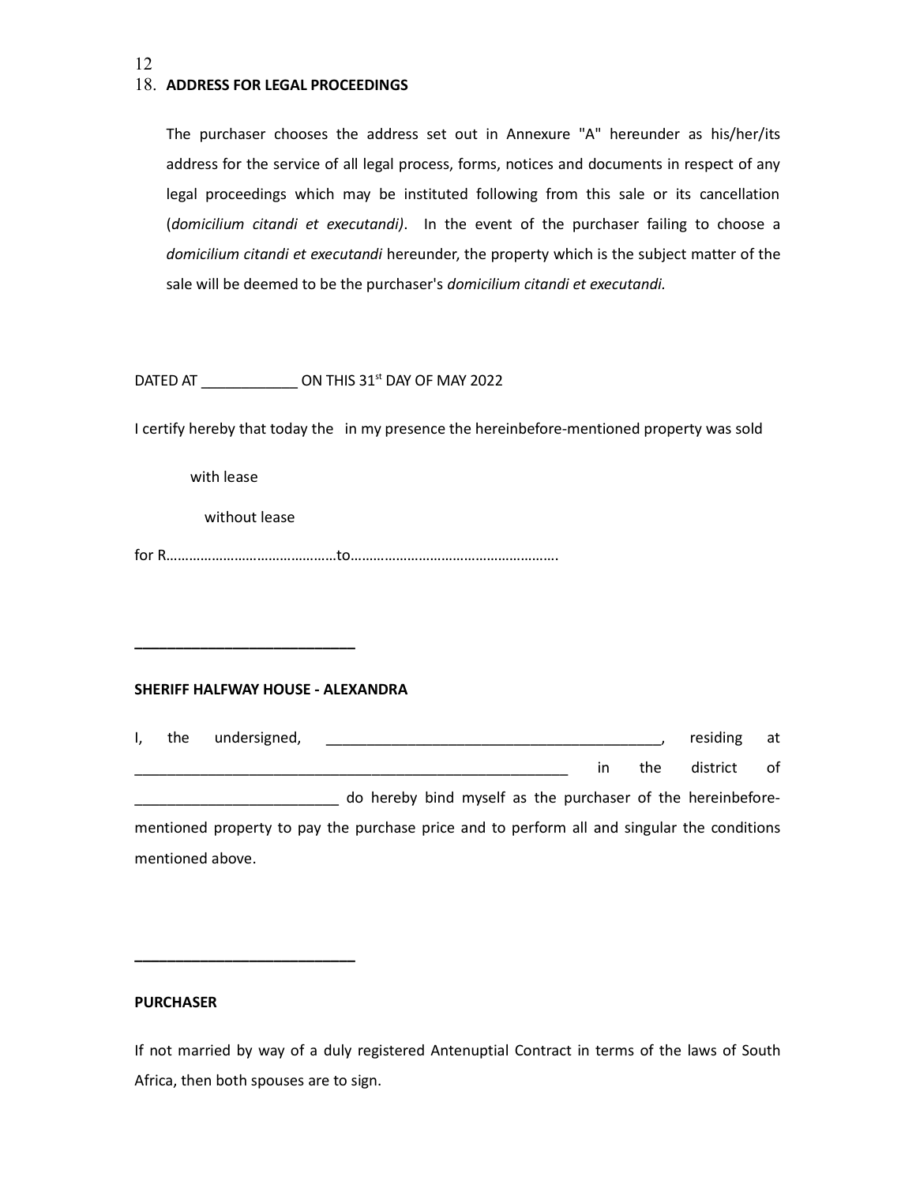18. **ADDRESS FOR LEGAL PROCEEDINGS**

The purchaser chooses the address set out in Annexure "A" hereunder as his/her/its address for the service of all legal process, forms, notices and documents in respect of any legal proceedings which may be instituted following from this sale or its cancellation (*domicilium citandi et executandi)*. In the event of the purchaser failing to choose a *domicilium citandi et executandi* hereunder, the property which is the subject matter of the sale will be deemed to be the purchaser's *domicilium citandi et executandi.*

DATED AT ____________ ON THIS 31st DAY OF MAY 2022

I certify hereby that today the in my presence the hereinbefore-mentioned property was sold

with lease

without lease

for R……………………………………to……………………………………………….

____________________________

**SHERIFF HALFWAY HOUSE - ALEXANDRA**

I, the undersigned, __________________________________________, residing at ________________________________________________________ in the district of _________________________ do hereby bind myself as the purchaser of the hereinbefore-mentioned property to pay the purchase price and to perform all and singular the conditions mentioned above.

____________________________

**PURCHASER**

If not married by way of a duly registered Antenuptial Contract in terms of the laws of South Africa, then both spouses are to sign.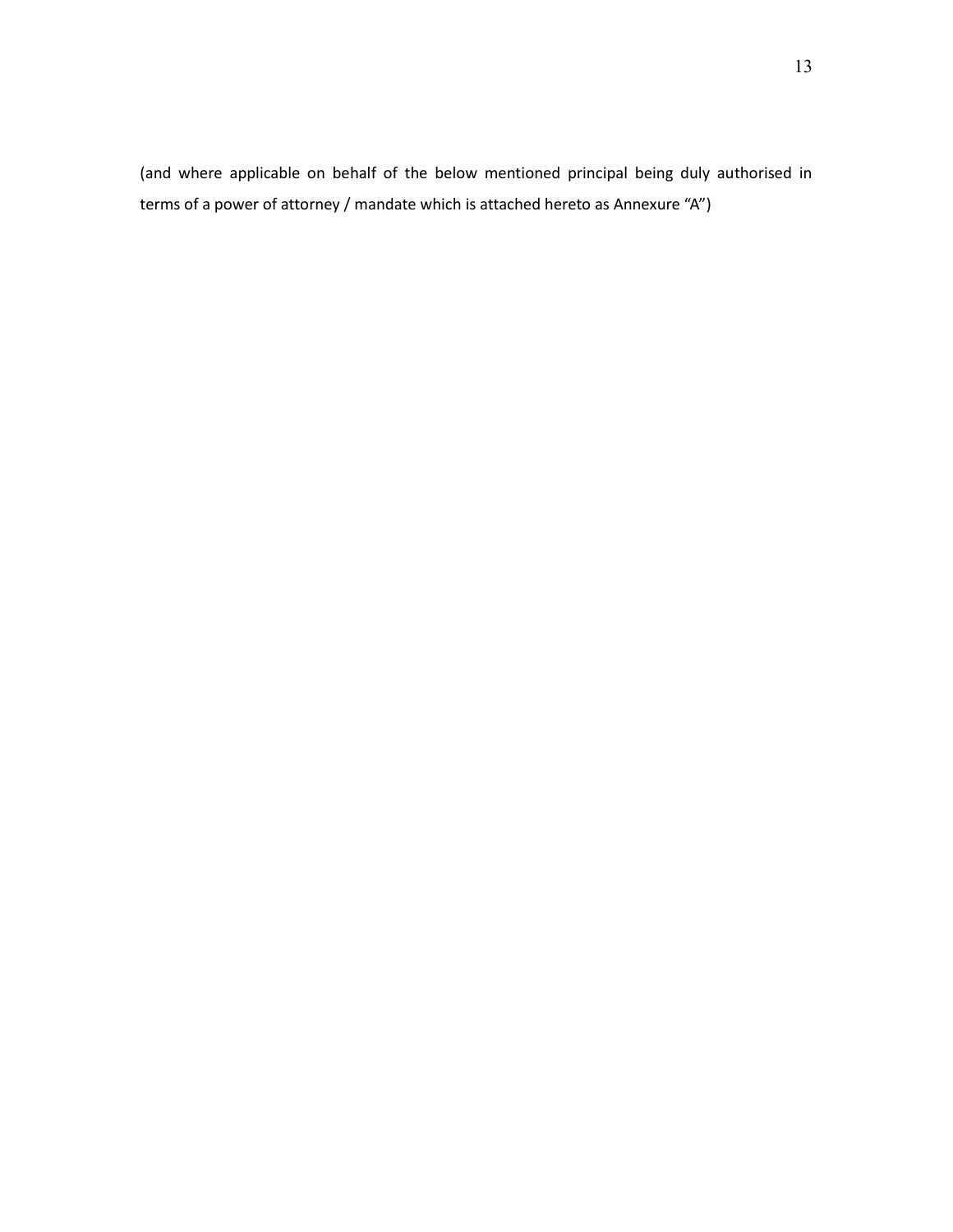(and where applicable on behalf of the below mentioned principal being duly authorised in terms of a power of attorney / mandate which is attached hereto as Annexure "A")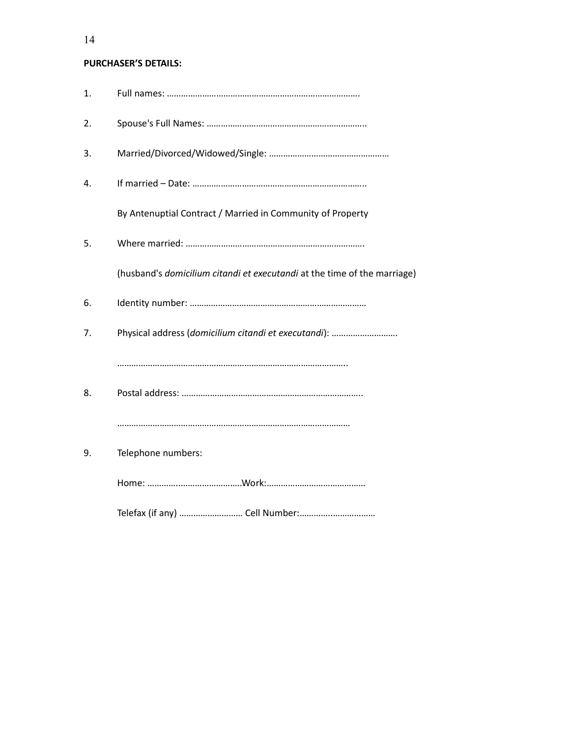**PURCHASER'S DETAILS:**

1. Full names: ……………………………………………………………………….

2. Spouse's Full Names: …………………………………………………………..

3. Married/Divorced/Widowed/Single: ……………………………………………

4. If married – Date: ………………………………………………………………..

   By Antenuptial Contract / Married in Community of Property

5. Where married: ………………………………………………………………….

   (husband's *domicilium citandi et executandi* at the time of the marriage)

6. Identity number: …………………………………………………………………

7. Physical address (*domicilium citandi et executandi*): ……………………….

   ……………………………………………………………………………………..

8. Postal address: …………………………………………………………………..

   ……………………………………………………………………………………

9. Telephone numbers:

   Home: ……………………………………Work:……………………………………

   Telefax (if any) ……………………… Cell Number:……………………………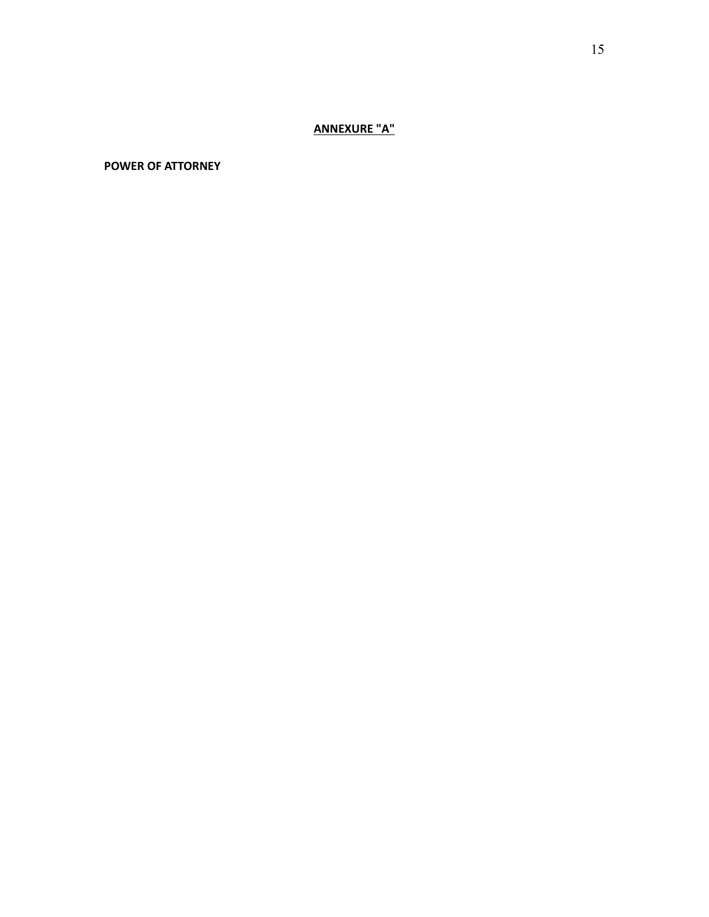**ANNEXURE "A"**

**POWER OF ATTORNEY**